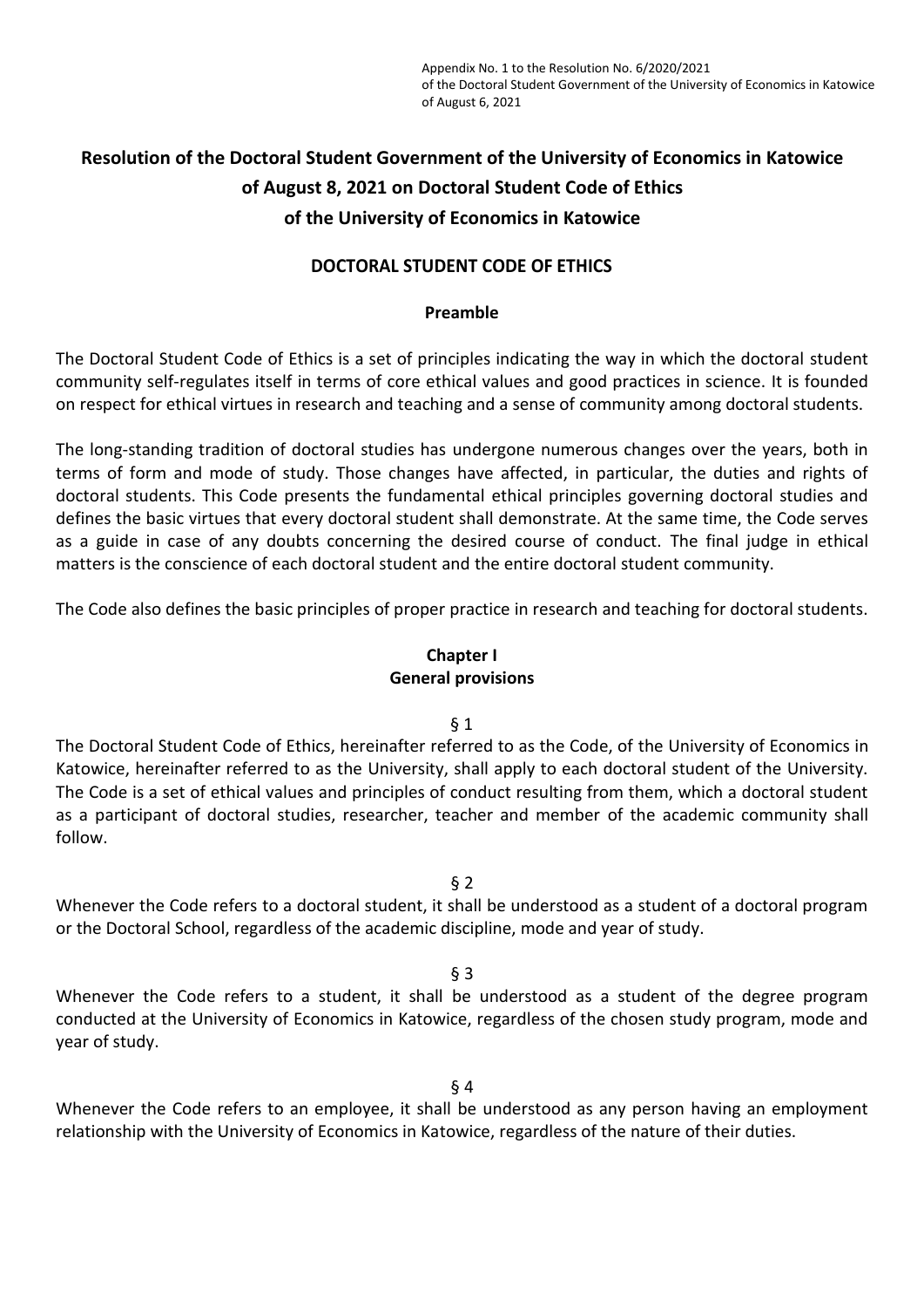Appendix No. 1 to the Resolution No. 6/2020/2021
of the Doctoral Student Government of the University of Economics in Katowice
of August 6, 2021

# Resolution of the Doctoral Student Government of the University of Economics in Katowice of August 8, 2021 on Doctoral Student Code of Ethics of the University of Economics in Katowice

## DOCTORAL STUDENT CODE OF ETHICS

### Preamble

The Doctoral Student Code of Ethics is a set of principles indicating the way in which the doctoral student community self-regulates itself in terms of core ethical values and good practices in science. It is founded on respect for ethical virtues in research and teaching and a sense of community among doctoral students.

The long-standing tradition of doctoral studies has undergone numerous changes over the years, both in terms of form and mode of study. Those changes have affected, in particular, the duties and rights of doctoral students. This Code presents the fundamental ethical principles governing doctoral studies and defines the basic virtues that every doctoral student shall demonstrate. At the same time, the Code serves as a guide in case of any doubts concerning the desired course of conduct. The final judge in ethical matters is the conscience of each doctoral student and the entire doctoral student community.

The Code also defines the basic principles of proper practice in research and teaching for doctoral students.

### Chapter I
### General provisions

§ 1

The Doctoral Student Code of Ethics, hereinafter referred to as the Code, of the University of Economics in Katowice, hereinafter referred to as the University, shall apply to each doctoral student of the University. The Code is a set of ethical values and principles of conduct resulting from them, which a doctoral student as a participant of doctoral studies, researcher, teacher and member of the academic community shall follow.

§ 2

Whenever the Code refers to a doctoral student, it shall be understood as a student of a doctoral program or the Doctoral School, regardless of the academic discipline, mode and year of study.

§ 3

Whenever the Code refers to a student, it shall be understood as a student of the degree program conducted at the University of Economics in Katowice, regardless of the chosen study program, mode and year of study.

§ 4

Whenever the Code refers to an employee, it shall be understood as any person having an employment relationship with the University of Economics in Katowice, regardless of the nature of their duties.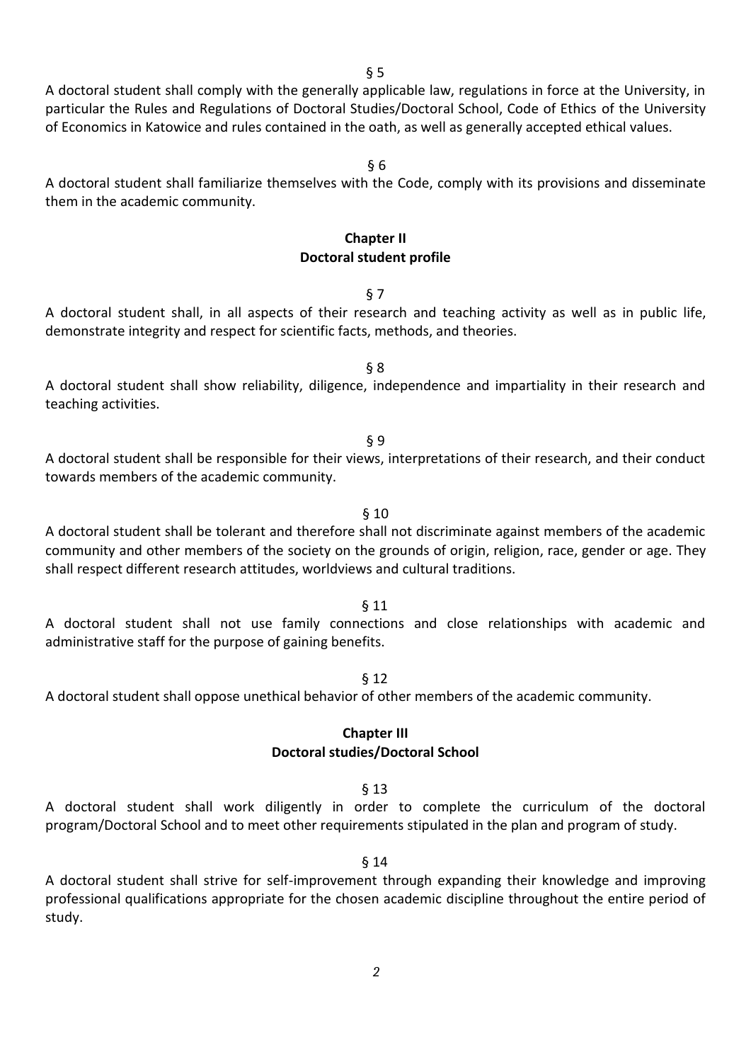§ 5

A doctoral student shall comply with the generally applicable law, regulations in force at the University, in particular the Rules and Regulations of Doctoral Studies/Doctoral School, Code of Ethics of the University of Economics in Katowice and rules contained in the oath, as well as generally accepted ethical values.

§ 6

A doctoral student shall familiarize themselves with the Code, comply with its provisions and disseminate them in the academic community.

## Chapter II
## Doctoral student profile

§ 7

A doctoral student shall, in all aspects of their research and teaching activity as well as in public life, demonstrate integrity and respect for scientific facts, methods, and theories.

§ 8

A doctoral student shall show reliability, diligence, independence and impartiality in their research and teaching activities.

§ 9

A doctoral student shall be responsible for their views, interpretations of their research, and their conduct towards members of the academic community.

§ 10

A doctoral student shall be tolerant and therefore shall not discriminate against members of the academic community and other members of the society on the grounds of origin, religion, race, gender or age. They shall respect different research attitudes, worldviews and cultural traditions.

§ 11

A doctoral student shall not use family connections and close relationships with academic and administrative staff for the purpose of gaining benefits.

§ 12

A doctoral student shall oppose unethical behavior of other members of the academic community.

## Chapter III
## Doctoral studies/Doctoral School

§ 13

A doctoral student shall work diligently in order to complete the curriculum of the doctoral program/Doctoral School and to meet other requirements stipulated in the plan and program of study.

§ 14

A doctoral student shall strive for self-improvement through expanding their knowledge and improving professional qualifications appropriate for the chosen academic discipline throughout the entire period of study.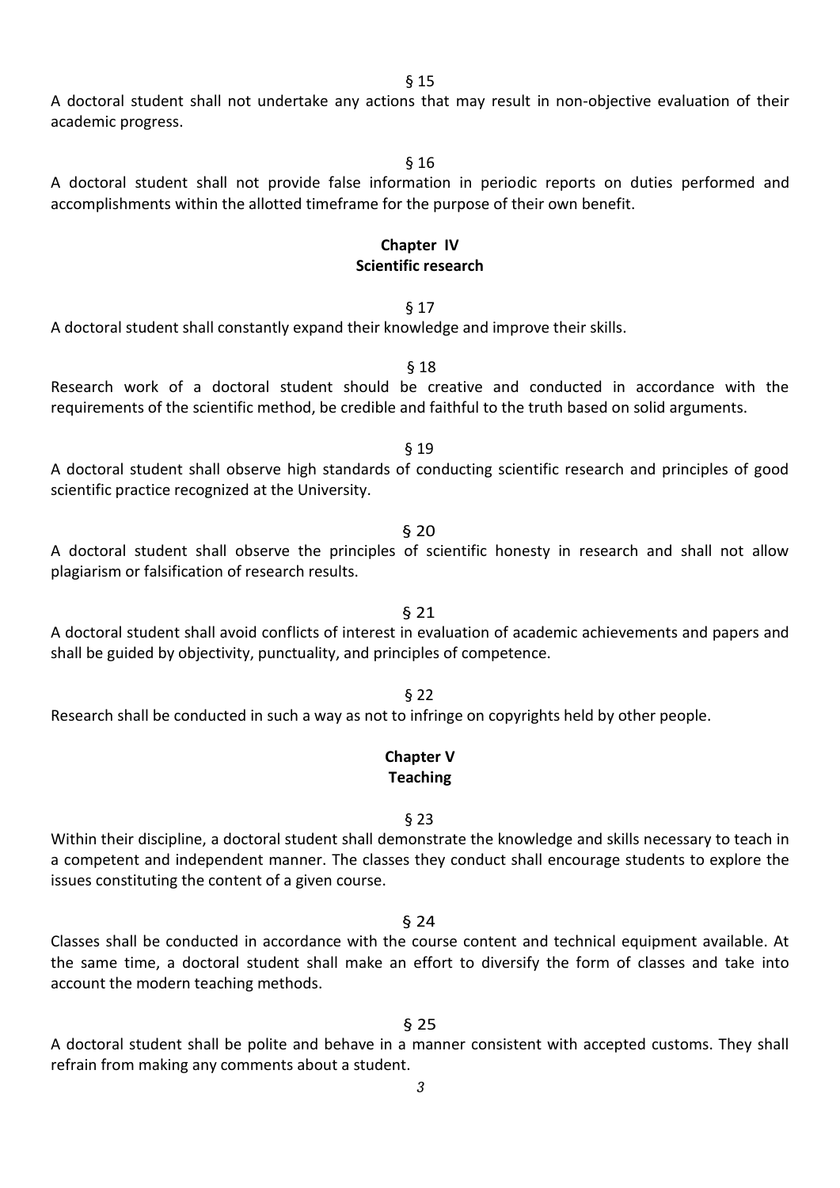§ 15

A doctoral student shall not undertake any actions that may result in non-objective evaluation of their academic progress.

§ 16

A doctoral student shall not provide false information in periodic reports on duties performed and accomplishments within the allotted timeframe for the purpose of their own benefit.

## Chapter IV
## Scientific research

§ 17

A doctoral student shall constantly expand their knowledge and improve their skills.

§ 18

Research work of a doctoral student should be creative and conducted in accordance with the requirements of the scientific method, be credible and faithful to the truth based on solid arguments.

§ 19

A doctoral student shall observe high standards of conducting scientific research and principles of good scientific practice recognized at the University.

§ 20

A doctoral student shall observe the principles of scientific honesty in research and shall not allow plagiarism or falsification of research results.

§ 21

A doctoral student shall avoid conflicts of interest in evaluation of academic achievements and papers and shall be guided by objectivity, punctuality, and principles of competence.

§ 22

Research shall be conducted in such a way as not to infringe on copyrights held by other people.

## Chapter V
## Teaching

§ 23

Within their discipline, a doctoral student shall demonstrate the knowledge and skills necessary to teach in a competent and independent manner. The classes they conduct shall encourage students to explore the issues constituting the content of a given course.

§ 24

Classes shall be conducted in accordance with the course content and technical equipment available. At the same time, a doctoral student shall make an effort to diversify the form of classes and take into account the modern teaching methods.

§ 25

A doctoral student shall be polite and behave in a manner consistent with accepted customs. They shall refrain from making any comments about a student.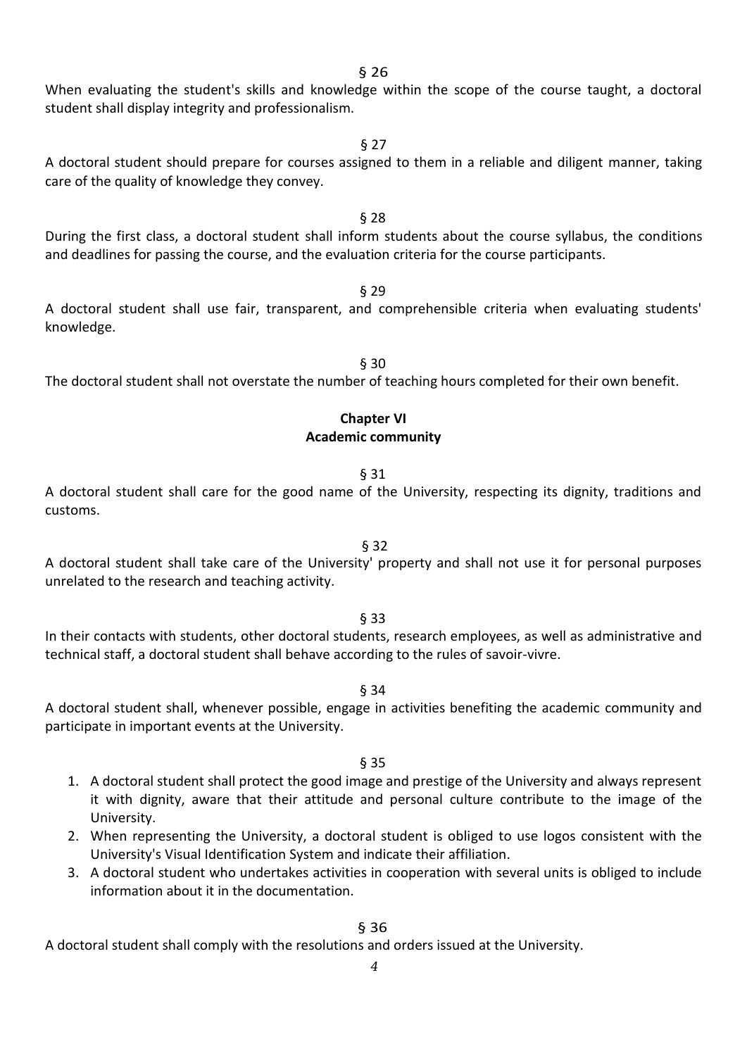§ 26

When evaluating the student's skills and knowledge within the scope of the course taught, a doctoral student shall display integrity and professionalism.

§ 27

A doctoral student should prepare for courses assigned to them in a reliable and diligent manner, taking care of the quality of knowledge they convey.

§ 28

During the first class, a doctoral student shall inform students about the course syllabus, the conditions and deadlines for passing the course, and the evaluation criteria for the course participants.

§ 29

A doctoral student shall use fair, transparent, and comprehensible criteria when evaluating students' knowledge.

§ 30

The doctoral student shall not overstate the number of teaching hours completed for their own benefit.

## Chapter VI
## Academic community

§ 31

A doctoral student shall care for the good name of the University, respecting its dignity, traditions and customs.

§ 32

A doctoral student shall take care of the University' property and shall not use it for personal purposes unrelated to the research and teaching activity.

§ 33

In their contacts with students, other doctoral students, research employees, as well as administrative and technical staff, a doctoral student shall behave according to the rules of savoir-vivre.

§ 34

A doctoral student shall, whenever possible, engage in activities benefiting the academic community and participate in important events at the University.

§ 35

1. A doctoral student shall protect the good image and prestige of the University and always represent it with dignity, aware that their attitude and personal culture contribute to the image of the University.
2. When representing the University, a doctoral student is obliged to use logos consistent with the University's Visual Identification System and indicate their affiliation.
3. A doctoral student who undertakes activities in cooperation with several units is obliged to include information about it in the documentation.

§ 36

A doctoral student shall comply with the resolutions and orders issued at the University.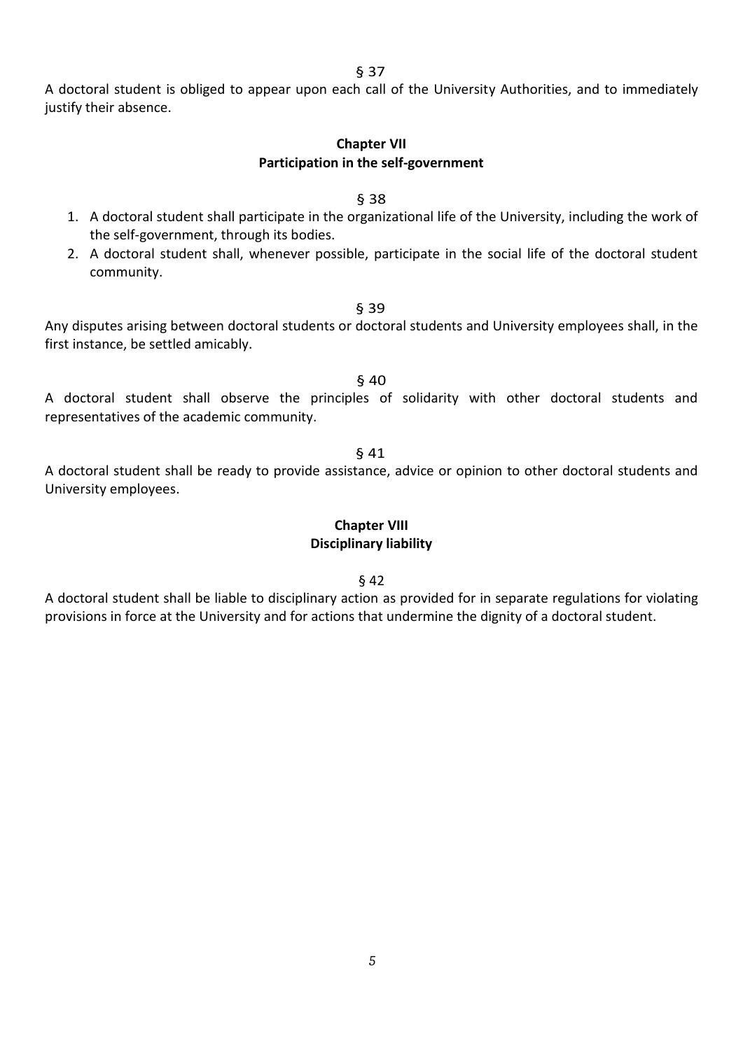§ 37

A doctoral student is obliged to appear upon each call of the University Authorities, and to immediately justify their absence.

## Chapter VII
## Participation in the self-government

§ 38

1. A doctoral student shall participate in the organizational life of the University, including the work of the self-government, through its bodies.
2. A doctoral student shall, whenever possible, participate in the social life of the doctoral student community.

§ 39

Any disputes arising between doctoral students or doctoral students and University employees shall, in the first instance, be settled amicably.

§ 40

A doctoral student shall observe the principles of solidarity with other doctoral students and representatives of the academic community.

§ 41

A doctoral student shall be ready to provide assistance, advice or opinion to other doctoral students and University employees.

## Chapter VIII
## Disciplinary liability

§ 42

A doctoral student shall be liable to disciplinary action as provided for in separate regulations for violating provisions in force at the University and for actions that undermine the dignity of a doctoral student.